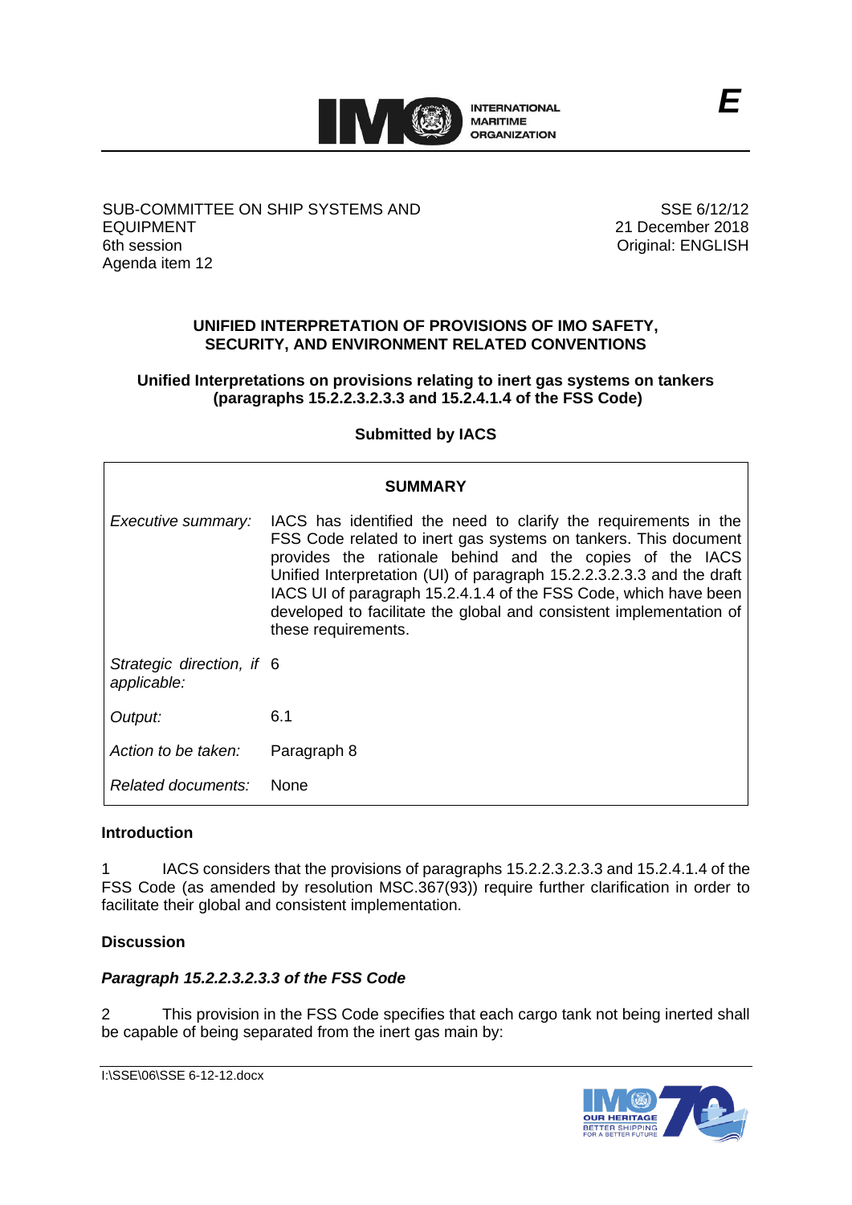E

SUB-COMMITTEE ON SHIP SYSTEMS AND EQUIPMENT
6th session
Agenda item 12

SSE 6/12/12
21 December 2018
Original: ENGLISH

## UNIFIED INTERPRETATION OF PROVISIONS OF IMO SAFETY, SECURITY, AND ENVIRONMENT RELATED CONVENTIONS

### Unified Interpretations on provisions relating to inert gas systems on tankers (paragraphs 15.2.2.3.2.3.3 and 15.2.4.1.4 of the FSS Code)

**Submitted by IACS**

| SUMMARY | |
|---|---|
| *Executive summary:* | IACS has identified the need to clarify the requirements in the FSS Code related to inert gas systems on tankers. This document provides the rationale behind and the copies of the IACS Unified Interpretation (UI) of paragraph 15.2.2.3.2.3.3 and the draft IACS UI of paragraph 15.2.4.1.4 of the FSS Code, which have been developed to facilitate the global and consistent implementation of these requirements. |
| *Strategic direction, if applicable:* | 6 |
| *Output:* | 6.1 |
| *Action to be taken:* | Paragraph 8 |
| *Related documents:* | None |

**Introduction**

1 IACS considers that the provisions of paragraphs 15.2.2.3.2.3.3 and 15.2.4.1.4 of the FSS Code (as amended by resolution MSC.367(93)) require further clarification in order to facilitate their global and consistent implementation.

**Discussion**

***Paragraph 15.2.2.3.2.3.3 of the FSS Code***

2 This provision in the FSS Code specifies that each cargo tank not being inerted shall be capable of being separated from the inert gas main by: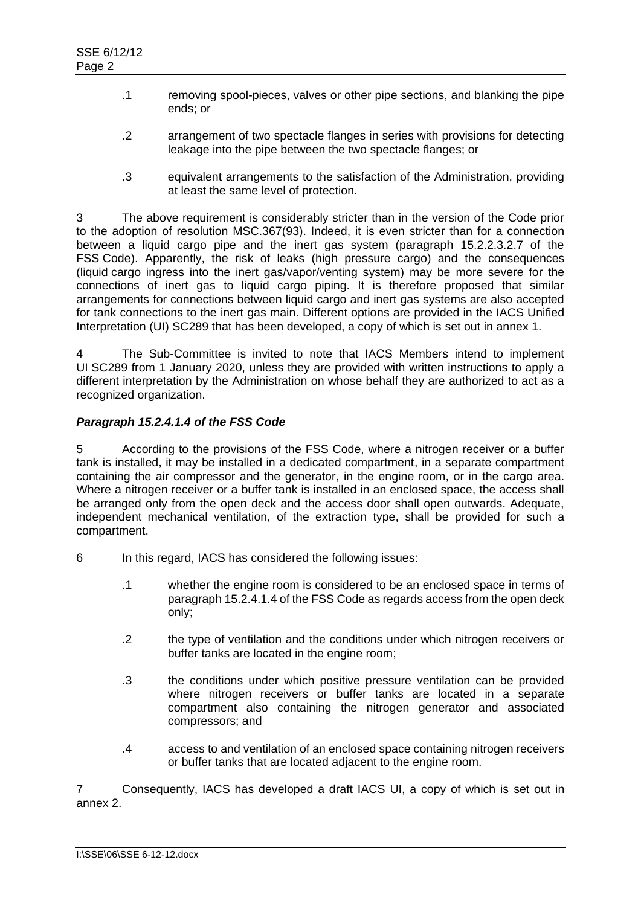.1 removing spool-pieces, valves or other pipe sections, and blanking the pipe ends; or

.2 arrangement of two spectacle flanges in series with provisions for detecting leakage into the pipe between the two spectacle flanges; or

.3 equivalent arrangements to the satisfaction of the Administration, providing at least the same level of protection.

3 The above requirement is considerably stricter than in the version of the Code prior to the adoption of resolution MSC.367(93). Indeed, it is even stricter than for a connection between a liquid cargo pipe and the inert gas system (paragraph 15.2.2.3.2.7 of the FSS Code). Apparently, the risk of leaks (high pressure cargo) and the consequences (liquid cargo ingress into the inert gas/vapor/venting system) may be more severe for the connections of inert gas to liquid cargo piping. It is therefore proposed that similar arrangements for connections between liquid cargo and inert gas systems are also accepted for tank connections to the inert gas main. Different options are provided in the IACS Unified Interpretation (UI) SC289 that has been developed, a copy of which is set out in annex 1.

4 The Sub-Committee is invited to note that IACS Members intend to implement UI SC289 from 1 January 2020, unless they are provided with written instructions to apply a different interpretation by the Administration on whose behalf they are authorized to act as a recognized organization.

***Paragraph 15.2.4.1.4 of the FSS Code***

5 According to the provisions of the FSS Code, where a nitrogen receiver or a buffer tank is installed, it may be installed in a dedicated compartment, in a separate compartment containing the air compressor and the generator, in the engine room, or in the cargo area. Where a nitrogen receiver or a buffer tank is installed in an enclosed space, the access shall be arranged only from the open deck and the access door shall open outwards. Adequate, independent mechanical ventilation, of the extraction type, shall be provided for such a compartment.

6 In this regard, IACS has considered the following issues:

.1 whether the engine room is considered to be an enclosed space in terms of paragraph 15.2.4.1.4 of the FSS Code as regards access from the open deck only;

.2 the type of ventilation and the conditions under which nitrogen receivers or buffer tanks are located in the engine room;

.3 the conditions under which positive pressure ventilation can be provided where nitrogen receivers or buffer tanks are located in a separate compartment also containing the nitrogen generator and associated compressors; and

.4 access to and ventilation of an enclosed space containing nitrogen receivers or buffer tanks that are located adjacent to the engine room.

7 Consequently, IACS has developed a draft IACS UI, a copy of which is set out in annex 2.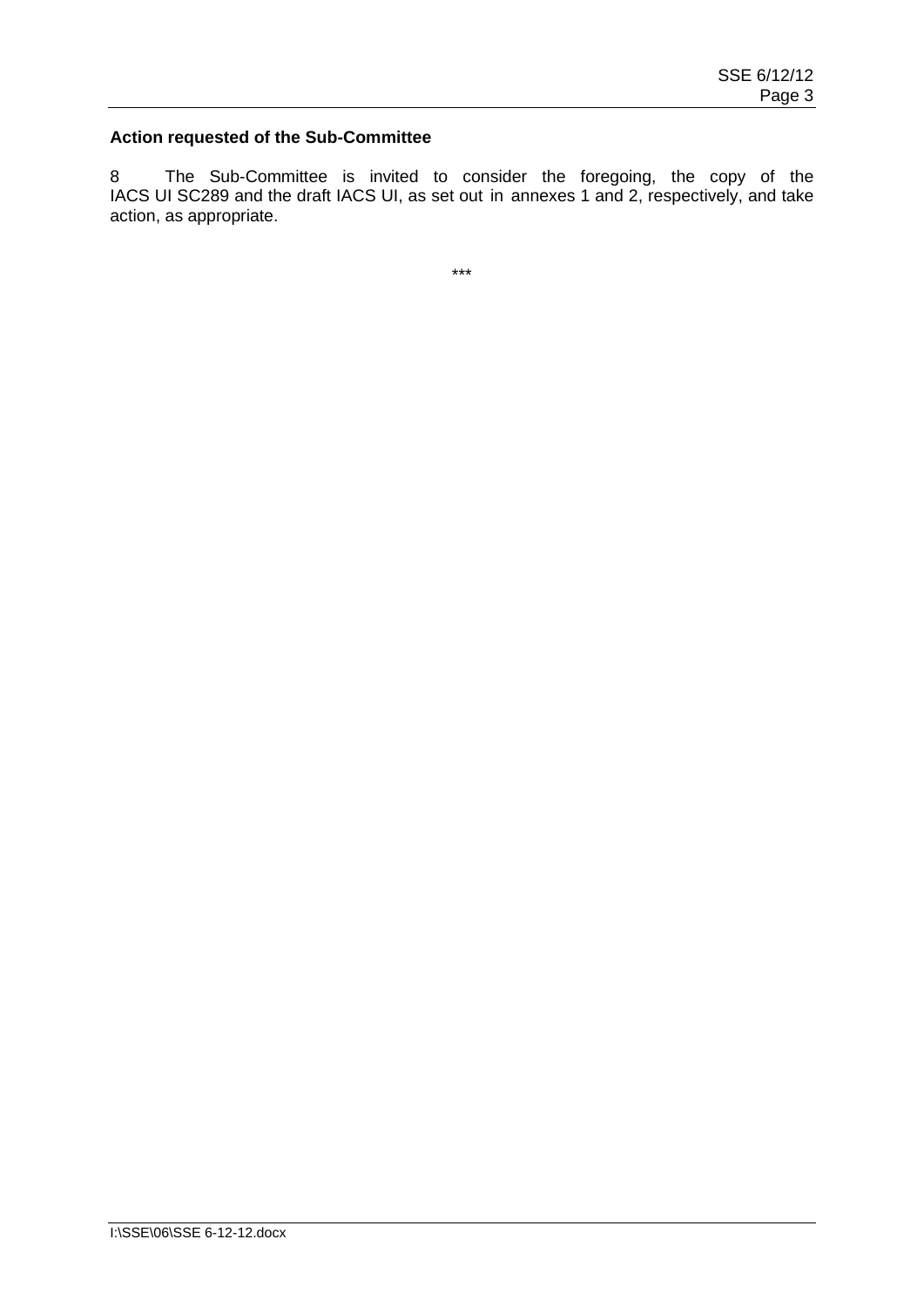**Action requested of the Sub-Committee**

8 The Sub-Committee is invited to consider the foregoing, the copy of the IACS UI SC289 and the draft IACS UI, as set out in annexes 1 and 2, respectively, and take action, as appropriate.

***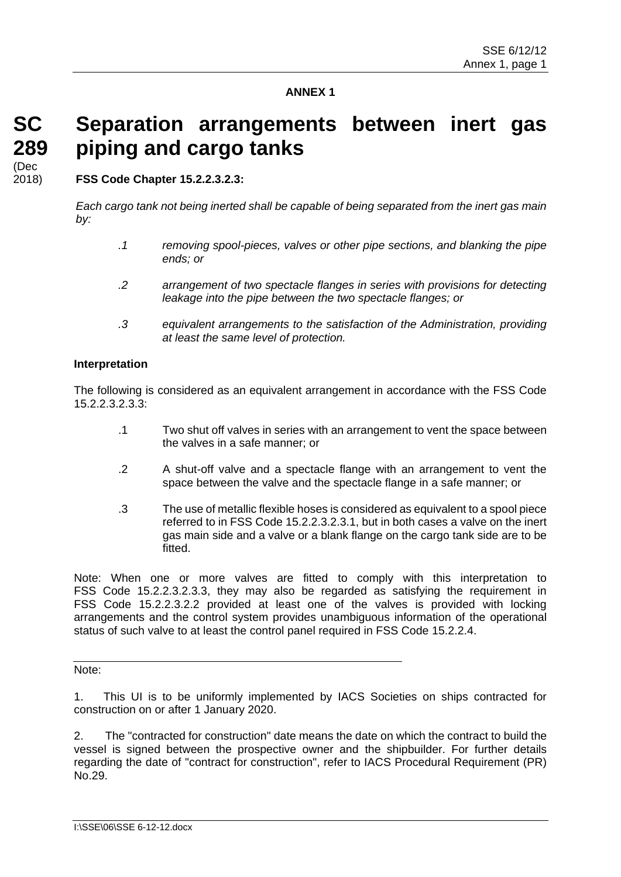**ANNEX 1**

# SC 289 Separation arrangements between inert gas piping and cargo tanks

(Dec 2018)

**FSS Code Chapter 15.2.2.3.2.3:**

*Each cargo tank not being inerted shall be capable of being separated from the inert gas main by:*

*.1 removing spool-pieces, valves or other pipe sections, and blanking the pipe ends; or*

*.2 arrangement of two spectacle flanges in series with provisions for detecting leakage into the pipe between the two spectacle flanges; or*

*.3 equivalent arrangements to the satisfaction of the Administration, providing at least the same level of protection.*

**Interpretation**

The following is considered as an equivalent arrangement in accordance with the FSS Code 15.2.2.3.2.3.3:

.1 Two shut off valves in series with an arrangement to vent the space between the valves in a safe manner; or

.2 A shut-off valve and a spectacle flange with an arrangement to vent the space between the valve and the spectacle flange in a safe manner; or

.3 The use of metallic flexible hoses is considered as equivalent to a spool piece referred to in FSS Code 15.2.2.3.2.3.1, but in both cases a valve on the inert gas main side and a valve or a blank flange on the cargo tank side are to be fitted.

Note: When one or more valves are fitted to comply with this interpretation to FSS Code 15.2.2.3.2.3.3, they may also be regarded as satisfying the requirement in FSS Code 15.2.2.3.2.2 provided at least one of the valves is provided with locking arrangements and the control system provides unambiguous information of the operational status of such valve to at least the control panel required in FSS Code 15.2.2.4.

---

Note:

1. This UI is to be uniformly implemented by IACS Societies on ships contracted for construction on or after 1 January 2020.

2. The "contracted for construction" date means the date on which the contract to build the vessel is signed between the prospective owner and the shipbuilder. For further details regarding the date of "contract for construction", refer to IACS Procedural Requirement (PR) No.29.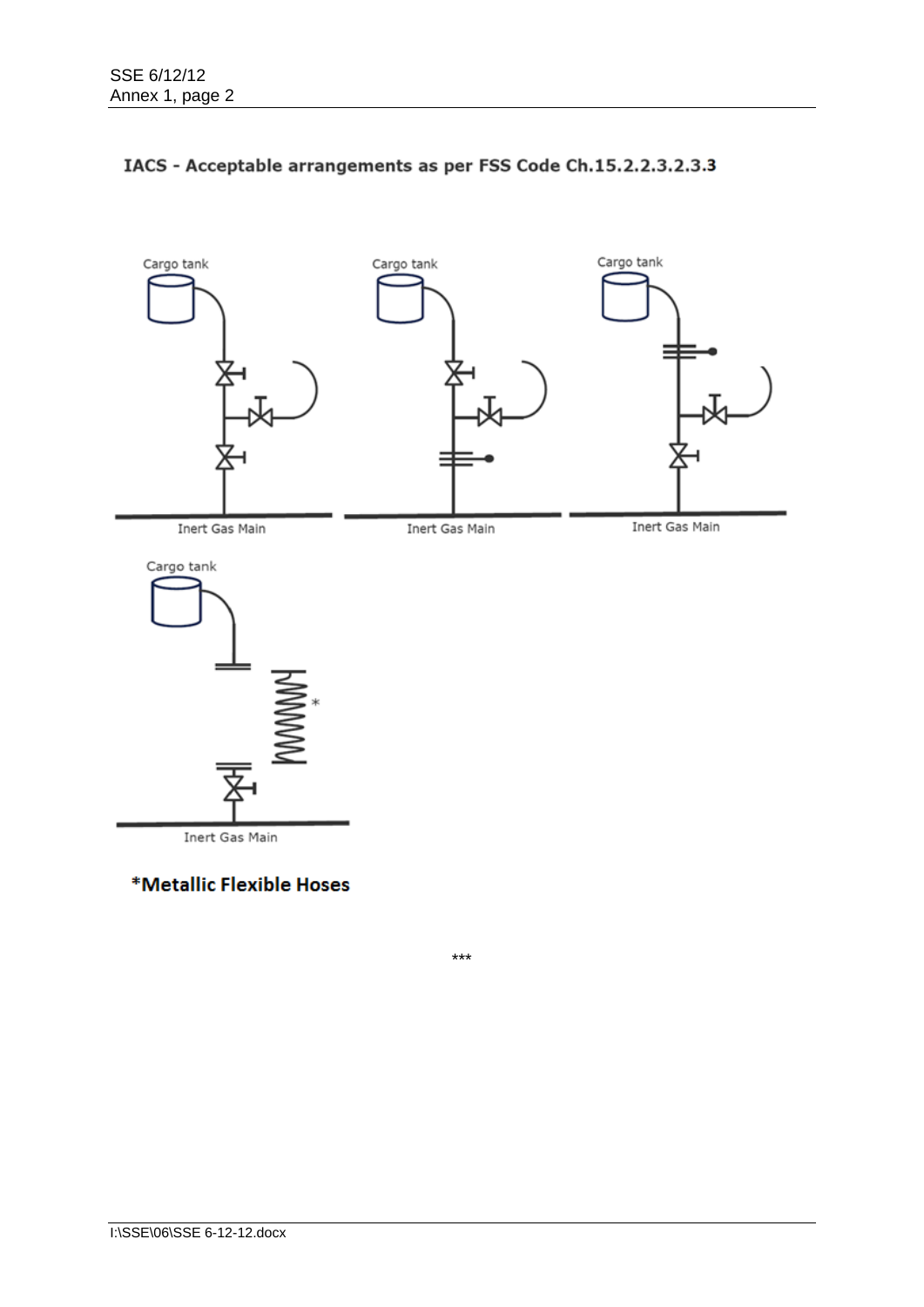**IACS - Acceptable arrangements as per FSS Code Ch.15.2.2.3.2.3.3**

Cargo tank

Inert Gas Main

Cargo tank

Inert Gas Main

Cargo tank

Inert Gas Main

Cargo tank

Inert Gas Main

**\*Metallic Flexible Hoses**

\*\*\*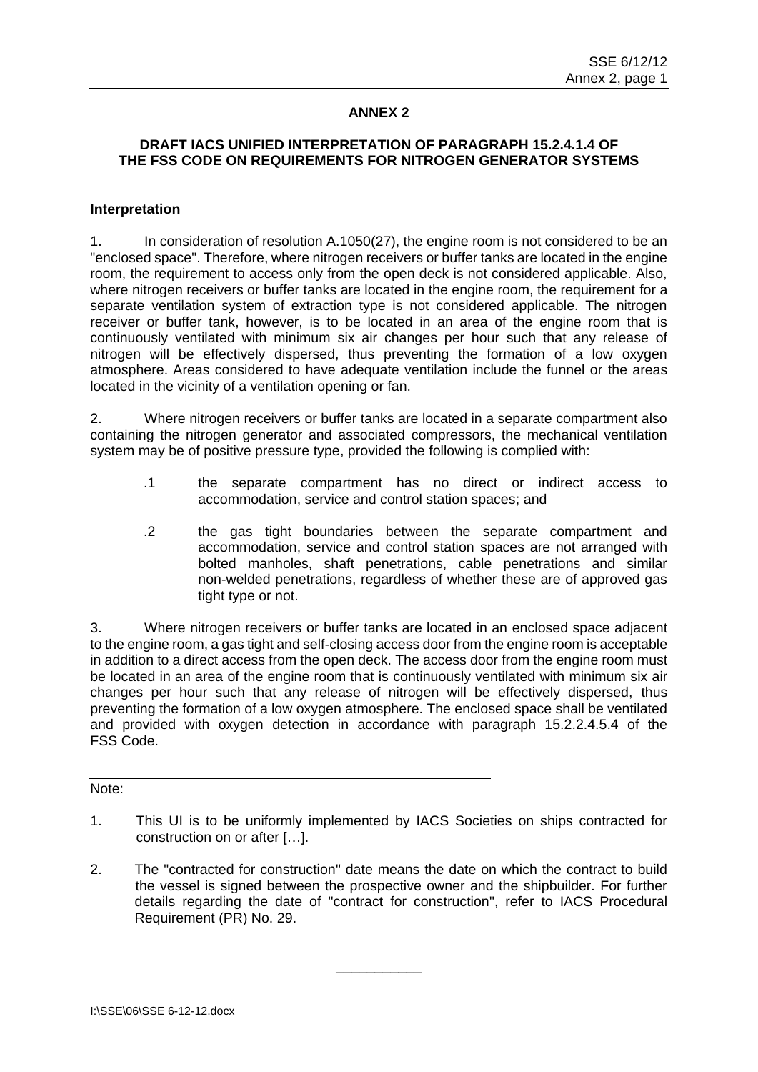# ANNEX 2

## DRAFT IACS UNIFIED INTERPRETATION OF PARAGRAPH 15.2.4.1.4 OF THE FSS CODE ON REQUIREMENTS FOR NITROGEN GENERATOR SYSTEMS

### Interpretation

1. In consideration of resolution A.1050(27), the engine room is not considered to be an "enclosed space". Therefore, where nitrogen receivers or buffer tanks are located in the engine room, the requirement to access only from the open deck is not considered applicable. Also, where nitrogen receivers or buffer tanks are located in the engine room, the requirement for a separate ventilation system of extraction type is not considered applicable. The nitrogen receiver or buffer tank, however, is to be located in an area of the engine room that is continuously ventilated with minimum six air changes per hour such that any release of nitrogen will be effectively dispersed, thus preventing the formation of a low oxygen atmosphere. Areas considered to have adequate ventilation include the funnel or the areas located in the vicinity of a ventilation opening or fan.

2. Where nitrogen receivers or buffer tanks are located in a separate compartment also containing the nitrogen generator and associated compressors, the mechanical ventilation system may be of positive pressure type, provided the following is complied with:

   .1 the separate compartment has no direct or indirect access to accommodation, service and control station spaces; and

   .2 the gas tight boundaries between the separate compartment and accommodation, service and control station spaces are not arranged with bolted manholes, shaft penetrations, cable penetrations and similar non-welded penetrations, regardless of whether these are of approved gas tight type or not.

3. Where nitrogen receivers or buffer tanks are located in an enclosed space adjacent to the engine room, a gas tight and self-closing access door from the engine room is acceptable in addition to a direct access from the open deck. The access door from the engine room must be located in an area of the engine room that is continuously ventilated with minimum six air changes per hour such that any release of nitrogen will be effectively dispersed, thus preventing the formation of a low oxygen atmosphere. The enclosed space shall be ventilated and provided with oxygen detection in accordance with paragraph 15.2.2.4.5.4 of the FSS Code.

---

Note:

1. This UI is to be uniformly implemented by IACS Societies on ships contracted for construction on or after […].

2. The "contracted for construction" date means the date on which the contract to build the vessel is signed between the prospective owner and the shipbuilder. For further details regarding the date of "contract for construction", refer to IACS Procedural Requirement (PR) No. 29.

___________